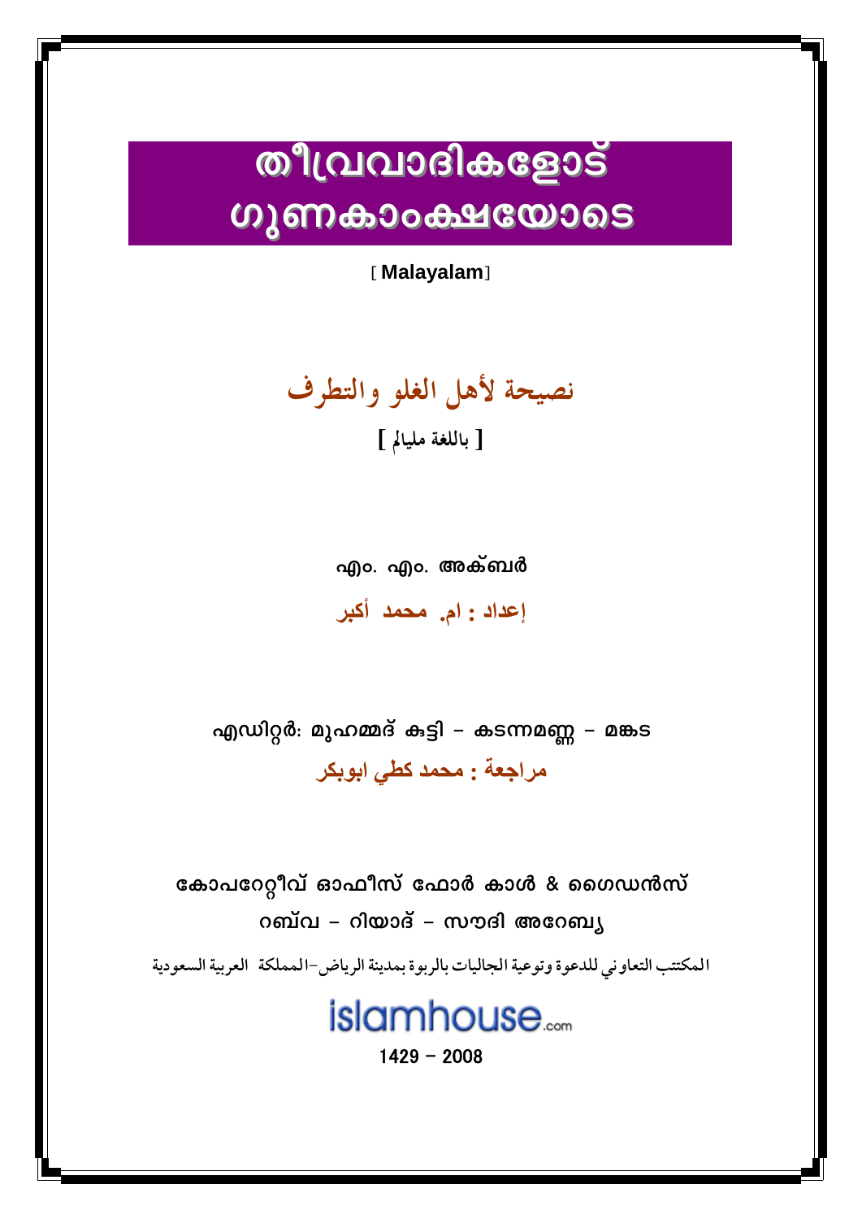# തീവ്രവാദികളോട് ഗുണകാംക്ഷയോടെ

[ **Malayalam**]

## نصيحة لأهل الغلو والتطرف

**[ باللغة مليالم ]**

**എം. എം. അക്ബര്‍**

**إعداد : ام. محمد أكبر**

**എഡിറ്റര്‍: മുഹമ്മദ് കുട്ടി – കടന്നമണ്ണ – മങ്കട**

**مراجعة : محمد كطي ابوبكر**

**കോപറേറ്റീവ് ഓഫീസ് ഫോര്‍ കാള്‍ & ഗൈഡന്‍സ്**

**റബ്‌വ – റിയാദ് – സൗദി അറേബ്യ**

المكتتب التعاوني للدعوة وتوعية الجاليات بالربوة بمدينة الرياض–المملكة العربية السعودية

islamhouse.com

1429 – 2008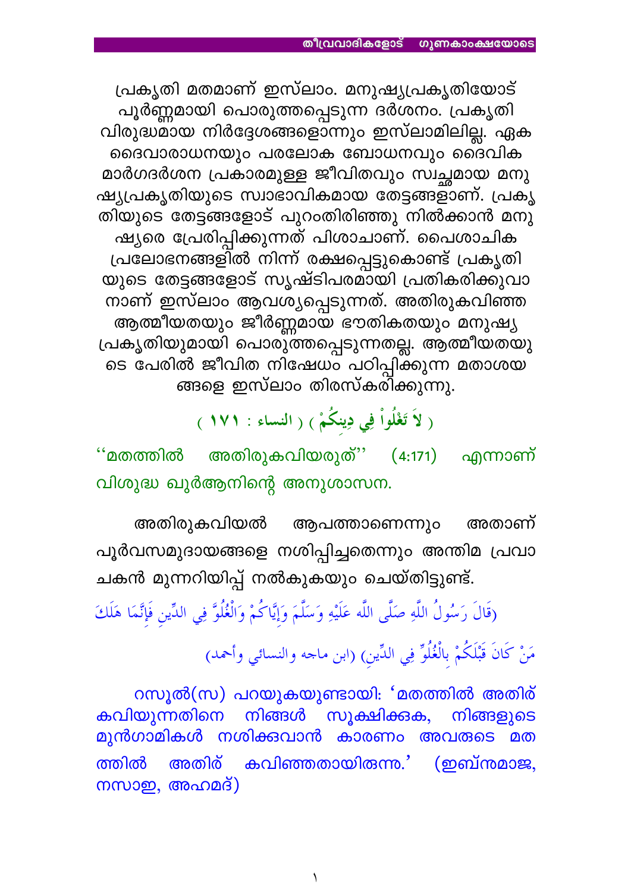പ്രകൃതി മതമാണ് ഇസ്‌ലാം. മനുഷ്യപ്രകൃതിയോട് പൂർണ്ണമായി പൊരുത്തപ്പെടുന്ന ദർശനം. പ്രകൃതി വിരുദ്ധമായ നിർദ്ദേശങ്ങളൊന്നും ഇസ്‌ലാമിലില്ല. ഏക ദൈവാരാധനയും പരലോക ബോധനവും ദൈവിക മാർഗദർശന പ്രകാരമുള്ള ജീവിതവും സ്വച്ഛമായ മനുഷ്യപ്രകൃതിയുടെ സ്വാഭാവികമായ തേട്ടങ്ങളാണ്. പ്രകൃതിയുടെ തേട്ടങ്ങളോട് പുറംതിരിഞ്ഞു നിൽക്കാൻ മനുഷ്യരെ പ്രേരിപ്പിക്കുന്നത് പിശാചാണ്. പൈശാചിക പ്രലോഭനങ്ങളിൽ നിന്ന് രക്ഷപ്പെട്ടുകൊണ്ട് പ്രകൃതിയുടെ തേട്ടങ്ങളോട് സൃഷ്ടിപരമായി പ്രതികരിക്കുവാനാണ് ഇസ്‌ലാം ആവശ്യപ്പെടുന്നത്. അതിരുകവിഞ്ഞ ആത്മീയതയും ജീർണ്ണമായ ഭൗതികതയും മനുഷ്യ പ്രകൃതിയുമായി പൊരുത്തപ്പെടുന്നതല്ല. ആത്മീയതയുടെ പേരിൽ ജീവിത നിഷേധം പഠിപ്പിക്കുന്ന മതാശയങ്ങളെ ഇസ്‌ലാം തിരസ്കരിക്കുന്നു.

( لاَ تَغْلُواْ فِي دِينِكُمْ ) ( النساء : ١٧١ )

''മതത്തിൽ അതിരുകവിയരുത്'' (4:171) എന്നാണ് വിശുദ്ധ ഖുർആനിന്റെ അനുശാസന.

അതിരുകവിയൽ ആപത്താണെന്നും അതാണ് പൂർവസമുദായങ്ങളെ നശിപ്പിച്ചതെന്നും അന്തിമ പ്രവാചകൻ മുന്നറിയിപ്പ് നൽകുകയും ചെയ്തിട്ടുണ്ട്.

(قَالَ رَسُولُ اللَّهِ صَلَّى اللَّه عَلَيْهِ وَسَلَّمَ وَإِيَّاكُمْ وَالْغُلُوَّ فِي الدِّينِ فَإِنَّمَا هَلَكَ مَنْ كَانَ قَبْلَكُمْ بِالْغُلُوِّ فِي الدِّينِ) (ابن ماجه والنسائي وأحمد)

റസൂൽ(സ) പറയുകയുണ്ടായി: 'മതത്തിൽ അതിര് കവിയുന്നതിനെ നിങ്ങൾ സൂക്ഷിക്കുക, നിങ്ങളുടെ മുൻഗാമികൾ നശിക്കുവാൻ കാരണം അവരുടെ മതത്തിൽ അതിര് കവിഞ്ഞതായിരുന്നു.' (ഇബ്നുമാജ, നസാഇ, അഹ്മദ്)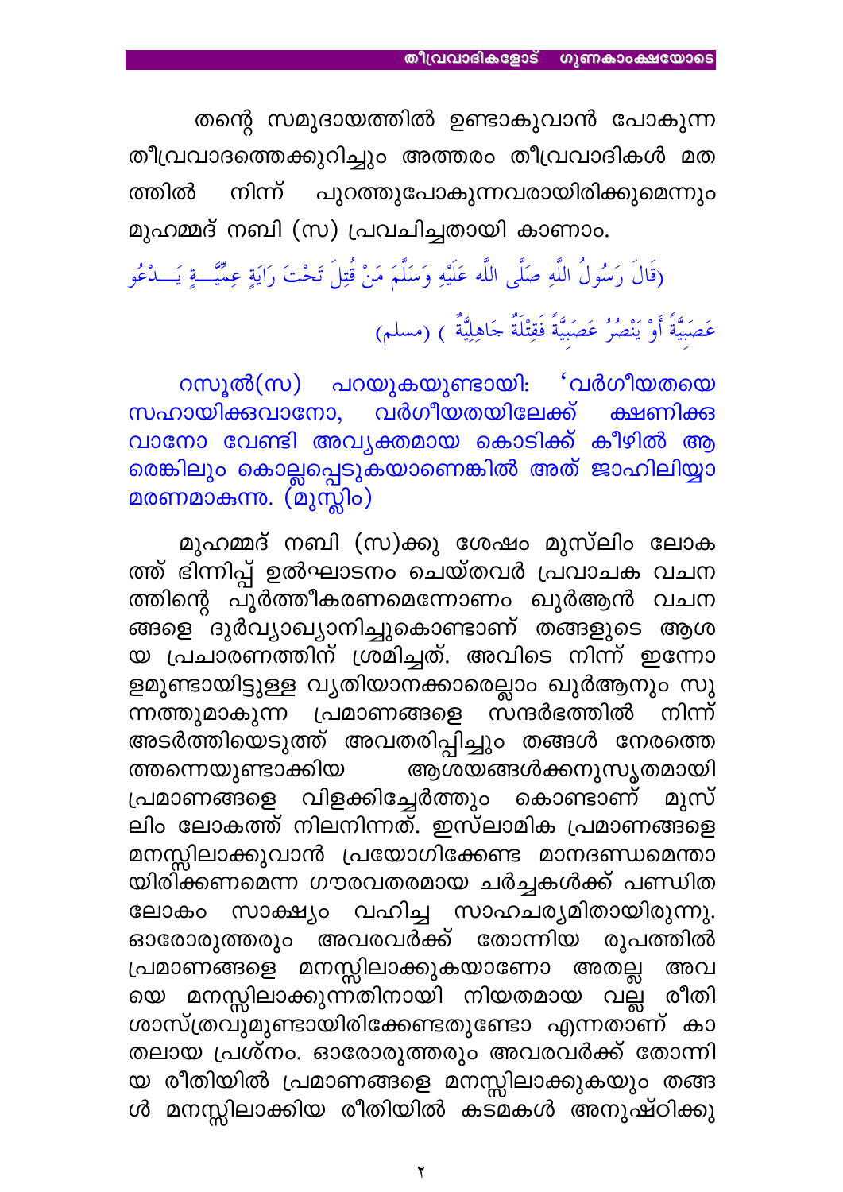തന്റെ സമുദായത്തിൽ ഉണ്ടാകുവാൻ പോകുന്ന തീവ്രവാദത്തെക്കുറിച്ചും അത്തരം തീവ്രവാദികൾ മതത്തിൽ നിന്ന് പുറത്തുപോകുന്നവരായിരിക്കുമെന്നും മുഹമ്മദ് നബി (സ) പ്രവചിച്ചതായി കാണാം.

(قَالَ رَسُولُ اللَّهِ صَلَّى اللَّه عَلَيْهِ وَسَلَّمَ مَنْ قُتِلَ تَحْتَ رَايَةٍ عِمِّيَّةٍ يَدْعُو عَصَبِيَّةً أَوْ يَنْصُرُ عَصَبِيَّةً فَقِتْلَةٌ جَاهِلِيَّةٌ ) (مسلم)

റസൂൽ(സ) പറയുകയുണ്ടായി: 'വർഗീയതയെ സഹായിക്കുവാനോ, വർഗീയതയിലേക്ക് ക്ഷണിക്കുവാനോ വേണ്ടി അവ്യക്തമായ കൊടിക്ക് കീഴിൽ ആരെങ്കിലും കൊല്ലപ്പെടുകയാണെങ്കിൽ അത് ജാഹിലിയ്യാ മരണമാകുന്നു. (മുസ്ലിം)

മുഹമ്മദ് നബി (സ)ക്കു ശേഷം മുസ്‌ലിം ലോകത്ത് ഭിന്നിപ്പ് ഉൽഘാടനം ചെയ്തവർ പ്രവാചക വചനത്തിന്റെ പൂർത്തീകരണമെന്നോണം ഖുർആൻ വചനങ്ങളെ ദുർവ്യാഖ്യാനിച്ചുകൊണ്ടാണ് തങ്ങളുടെ ആശയ പ്രചാരണത്തിന് ശ്രമിച്ചത്. അവിടെ നിന്ന് ഇന്നോളമുണ്ടായിട്ടുള്ള വ്യതിയാനക്കാരെല്ലാം ഖുർആനും സുന്നത്തുമാകുന്ന പ്രമാണങ്ങളെ സന്ദർഭത്തിൽ നിന്ന് അടർത്തിയെടുത്ത് അവതരിപ്പിച്ചും തങ്ങൾ നേരത്തെത്തന്നെയുണ്ടാക്കിയ ആശയങ്ങൾക്കനുസൃതമായി പ്രമാണങ്ങളെ വിളക്കിച്ചേർത്തും കൊണ്ടാണ് മുസ്‌ലിം ലോകത്ത് നിലനിന്നത്. ഇസ്‌ലാമിക പ്രമാണങ്ങളെ മനസ്സിലാക്കുവാൻ പ്രയോഗിക്കേണ്ട മാനദണ്ഡമെന്തായിരിക്കണമെന്ന ഗൗരവതരമായ ചർച്ചകൾക്ക് പണ്ഡിതലോകം സാക്ഷ്യം വഹിച്ച സാഹചര്യമിതായിരുന്നു. ഓരോരുത്തരും അവരവർക്ക് തോന്നിയ രൂപത്തിൽ പ്രമാണങ്ങളെ മനസ്സിലാക്കുകയാണോ അതല്ല അവയെ മനസ്സിലാക്കുന്നതിനായി നിയതമായ വല്ല രീതിശാസ്ത്രവുമുണ്ടായിരിക്കേണ്ടതുണ്ടോ എന്നതാണ് കാതലായ പ്രശ്നം. ഓരോരുത്തരും അവരവർക്ക് തോന്നിയ രീതിയിൽ പ്രമാണങ്ങളെ മനസ്സിലാക്കുകയും തങ്ങൾ മനസ്സിലാക്കിയ രീതിയിൽ കടമകൾ അനുഷ്ഠിക്കു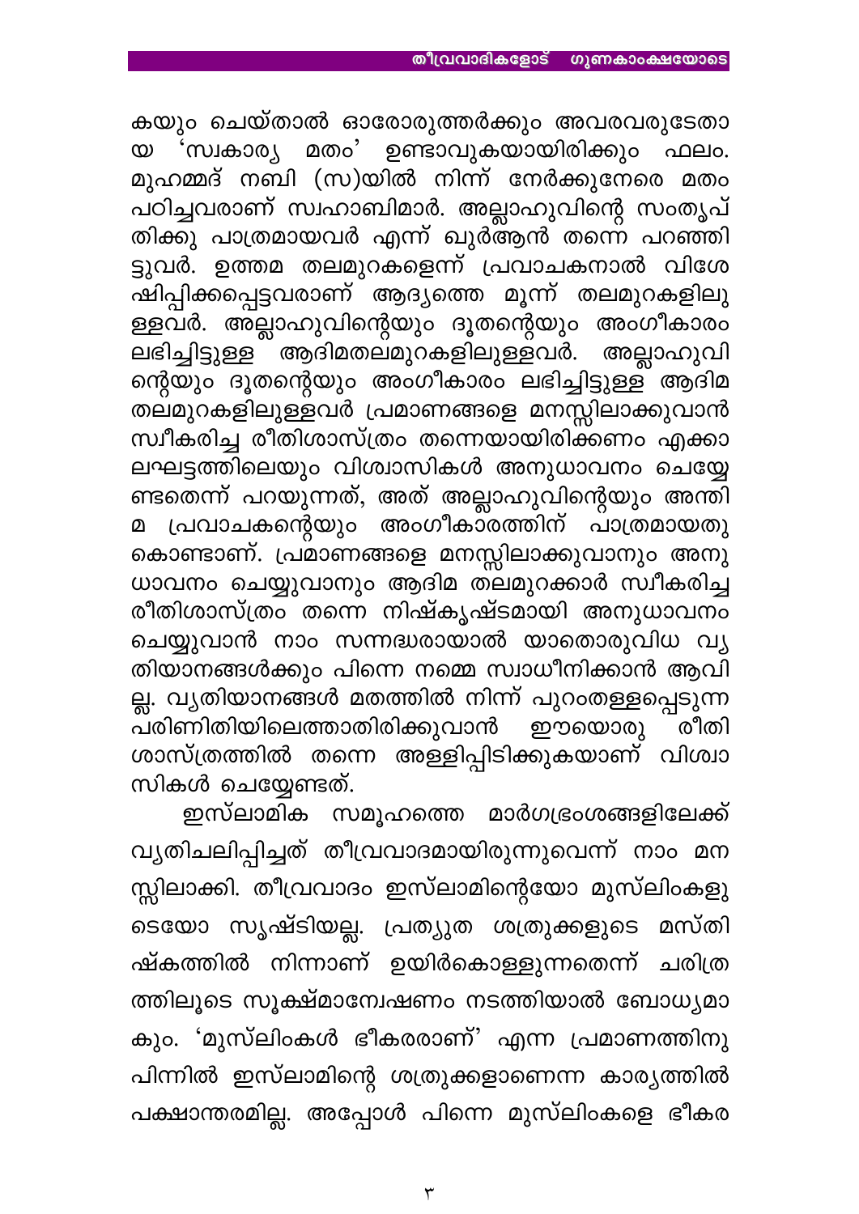കയും ചെയ്താൽ ഓരോരുത്തർക്കും അവരവരുടേതായ 'സ്വകാര്യ മതം' ഉണ്ടാവുകയായിരിക്കും ഫലം. മുഹമ്മദ് നബി (സ)യിൽ നിന്ന് നേർക്കുനേരെ മതം പഠിച്ചവരാണ് സ്വഹാബിമാർ. അല്ലാഹുവിന്റെ സംതൃപ്തിക്കു പാത്രമായവർ എന്ന് ഖുർആൻ തന്നെ പറഞ്ഞിട്ടുവർ. ഉത്തമ തലമുറകളെന്ന് പ്രവാചകനാൽ വിശേഷിപ്പിക്കപ്പെട്ടവരാണ് ആദ്യത്തെ മൂന്ന് തലമുറകളിലുള്ളവർ. അല്ലാഹുവിന്റെയും ദൂതന്റെയും അംഗീകാരം ലഭിച്ചിട്ടുള്ള ആദിമതലമുറകളിലുള്ളവർ. അല്ലാഹുവിന്റെയും ദൂതന്റെയും അംഗീകാരം ലഭിച്ചിട്ടുള്ള ആദിമ തലമുറകളിലുള്ളവർ പ്രമാണങ്ങളെ മനസ്സിലാക്കുവാൻ സ്വീകരിച്ച രീതിശാസ്ത്രം തന്നെയായിരിക്കണം എക്കാലഘട്ടത്തിലെയും വിശ്വാസികൾ അനുധാവനം ചെയ്യേണ്ടതെന്ന് പറയുന്നത്, അത് അല്ലാഹുവിന്റെയും അന്തിമ പ്രവാചകന്റെയും അംഗീകാരത്തിന് പാത്രമായതുകൊണ്ടാണ്. പ്രമാണങ്ങളെ മനസ്സിലാക്കുവാനും അനുധാവനം ചെയ്യുവാനും ആദിമ തലമുറക്കാർ സ്വീകരിച്ച രീതിശാസ്ത്രം തന്നെ നിഷ്കൃഷ്ടമായി അനുധാവനം ചെയ്യുവാൻ നാം സന്നദ്ധരായാൽ യാതൊരുവിധ വ്യതിയാനങ്ങൾക്കും പിന്നെ നമ്മെ സ്വാധീനിക്കാൻ ആവില്ല. വ്യതിയാനങ്ങൾ മതത്തിൽ നിന്ന് പുറംതള്ളപ്പെടുന്ന പരിണിതിയിലെത്താതിരിക്കുവാൻ ഈയൊരു രീതിശാസ്ത്രത്തിൽ തന്നെ അള്ളിപ്പിടിക്കുകയാണ് വിശ്വാസികൾ ചെയ്യേണ്ടത്.

ഇസ്‌ലാമിക സമൂഹത്തെ മാർഗഭ്രംശങ്ങളിലേക്ക് വ്യതിചലിപ്പിച്ചത് തീവ്രവാദമായിരുന്നുവെന്ന് നാം മനസ്സിലാക്കി. തീവ്രവാദം ഇസ്‌ലാമിന്റെയോ മുസ്‌ലിംകളുടെയോ സൃഷ്ടിയല്ല. പ്രത്യുത ശത്രുക്കളുടെ മസ്തിഷ്കത്തിൽ നിന്നാണ് ഉയിർകൊള്ളുന്നതെന്ന് ചരിത്രത്തിലൂടെ സൂക്ഷ്മാന്വേഷണം നടത്തിയാൽ ബോധ്യമാകും. 'മുസ്‌ലിംകൾ ഭീകരരാണ്' എന്ന പ്രമാണത്തിനു പിന്നിൽ ഇസ്‌ലാമിന്റെ ശത്രുക്കളാണെന്ന കാര്യത്തിൽ പക്ഷാന്തരമില്ല. അപ്പോൾ പിന്നെ മുസ്‌ലിംകളെ ഭീകര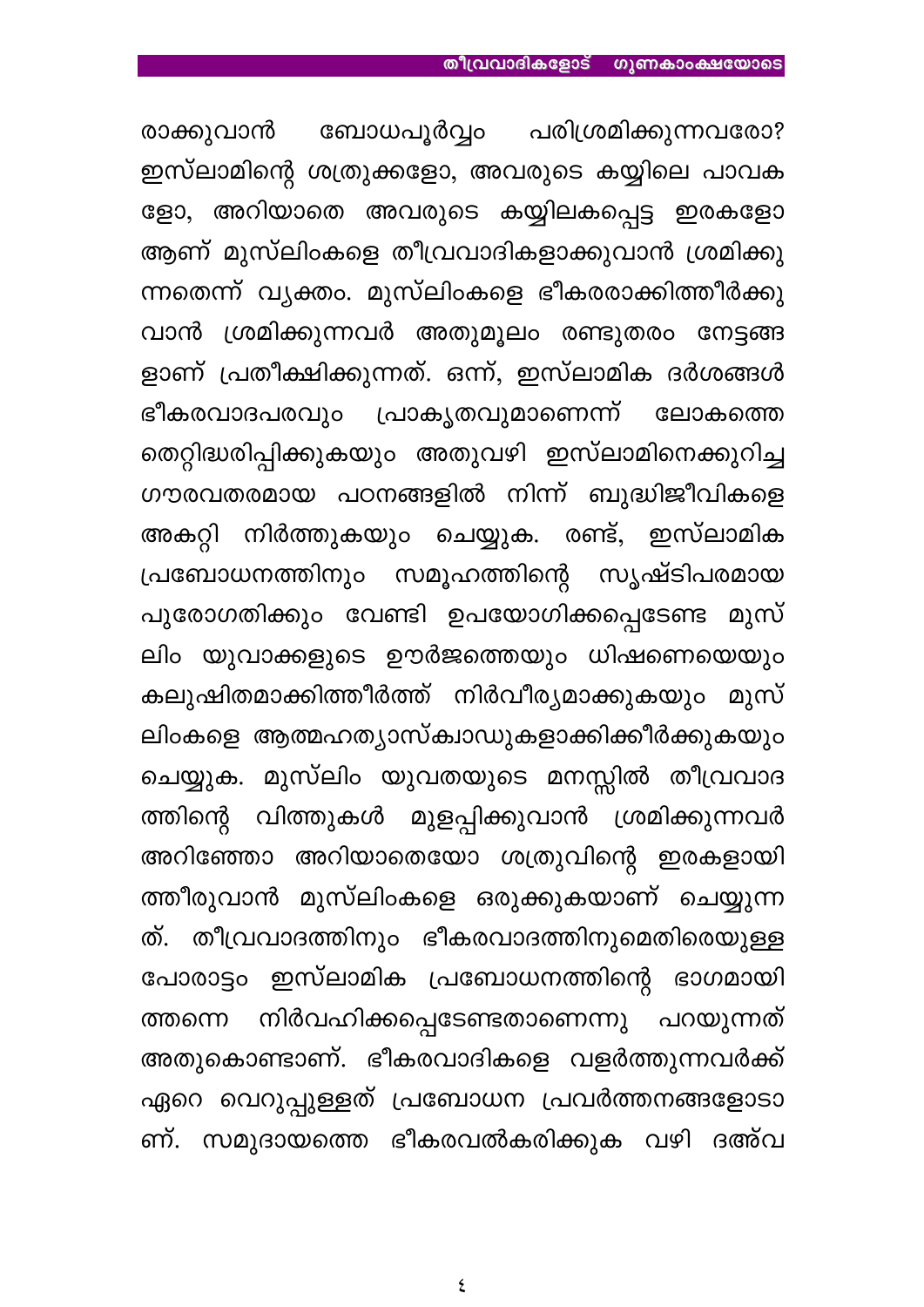രാക്കുവാൻ ബോധപൂർവ്വം പരിശ്രമിക്കുന്നവരോ? ഇസ്‌ലാമിന്റെ ശത്രുക്കളോ, അവരുടെ കയ്യിലെ പാവകളോ, അറിയാതെ അവരുടെ കയ്യിലകപ്പെട്ട ഇരകളോ ആണ് മുസ്‌ലിംകളെ തീവ്രവാദികളാക്കുവാൻ ശ്രമിക്കുന്നതെന്ന് വ്യക്തം. മുസ്‌ലിംകളെ ഭീകരരാക്കിത്തീർക്കുവാൻ ശ്രമിക്കുന്നവർ അതുമൂലം രണ്ടുതരം നേട്ടങ്ങളാണ് പ്രതീക്ഷിക്കുന്നത്. ഒന്ന്, ഇസ്‌ലാമിക ദർശങ്ങൾ ഭീകരവാദപരവും പ്രാകൃതവുമാണെന്ന് ലോകത്തെ തെറ്റിദ്ധരിപ്പിക്കുകയും അതുവഴി ഇസ്‌ലാമിനെക്കുറിച്ച ഗൗരവതരമായ പഠനങ്ങളിൽ നിന്ന് ബുദ്ധിജീവികളെ അകറ്റി നിർത്തുകയും ചെയ്യുക. രണ്ട്, ഇസ്‌ലാമിക പ്രബോധനത്തിനും സമൂഹത്തിന്റെ സൃഷ്ടിപരമായ പുരോഗതിക്കും വേണ്ടി ഉപയോഗിക്കപ്പെടേണ്ട മുസ്‌ലിം യുവാക്കളുടെ ഊർജത്തെയും ധിഷണയെയും കലുഷിതമാക്കിത്തീർത്ത് നിർവീര്യമാക്കുകയും മുസ്‌ലിംകളെ ആത്മഹത്യാസ്ക്വാഡുകളാക്കിക്കീർക്കുകയും ചെയ്യുക. മുസ്‌ലിം യുവതയുടെ മനസ്സിൽ തീവ്രവാദത്തിന്റെ വിത്തുകൾ മുളപ്പിക്കുവാൻ ശ്രമിക്കുന്നവർ അറിഞ്ഞോ അറിയാതെയോ ശത്രുവിന്റെ ഇരകളായിത്തീരുവാൻ മുസ്‌ലിംകളെ ഒരുക്കുകയാണ് ചെയ്യുന്നത്. തീവ്രവാദത്തിനും ഭീകരവാദത്തിനുമെതിരെയുള്ള പോരാട്ടം ഇസ്‌ലാമിക പ്രബോധനത്തിന്റെ ഭാഗമായിത്തന്നെ നിർവഹിക്കപ്പെടേണ്ടതാണെന്നു പറയുന്നത് അതുകൊണ്ടാണ്. ഭീകരവാദികളെ വളർത്തുന്നവർക്ക് ഏറെ വെറുപ്പുള്ളത് പ്രബോധന പ്രവർത്തനങ്ങളോടാണ്. സമുദായത്തെ ഭീകരവൽകരിക്കുക വഴി ദഅ്വ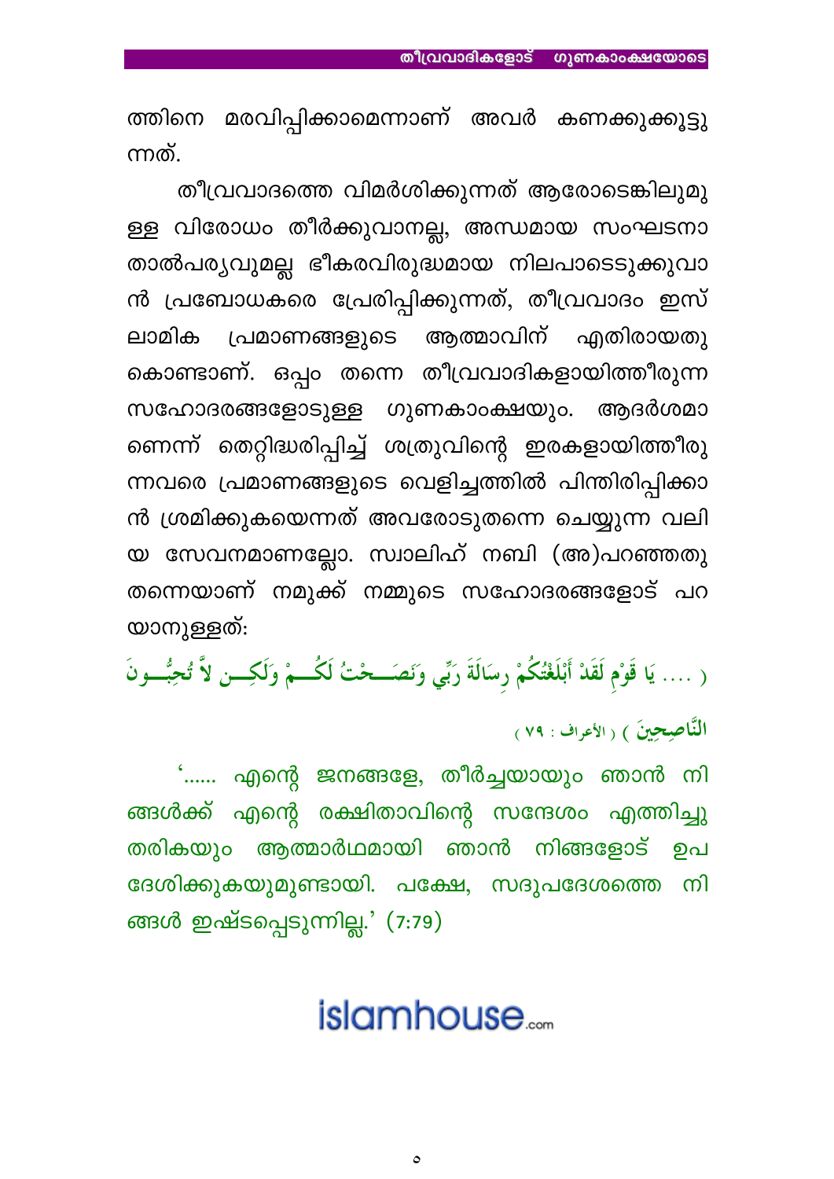ത്തിനെ മരവിപ്പിക്കാമെന്നാണ് അവർ കണക്കുക്കൂട്ടുന്നത്.

തീവ്രവാദത്തെ വിമർശിക്കുന്നത് ആരോടെങ്കിലുമുള്ള വിരോധം തീർക്കുവാനല്ല, അന്ധമായ സംഘടനാതാൽപര്യവുമല്ല ഭീകരവിരുദ്ധമായ നിലപാടെടുക്കുവാൻ പ്രബോധകരെ പ്രേരിപ്പിക്കുന്നത്, തീവ്രവാദം ഇസ്ലാമിക പ്രമാണങ്ങളുടെ ആത്മാവിന് എതിരായതുകൊണ്ടാണ്. ഒപ്പം തന്നെ തീവ്രവാദികളായിത്തീരുന്ന സഹോദരങ്ങളോടുള്ള ഗുണകാംക്ഷയും. ആദർശമാണെന്ന് തെറ്റിദ്ധരിപ്പിച്ച് ശത്രുവിന്റെ ഇരകളായിത്തീരുന്നവരെ പ്രമാണങ്ങളുടെ വെളിച്ചത്തിൽ പിന്തിരിപ്പിക്കാൻ ശ്രമിക്കുകയെന്നത് അവരോടുതന്നെ ചെയ്യുന്ന വലിയ സേവനമാണല്ലോ. സ്വാലിഹ് നബി (അ)പറഞ്ഞതുതന്നെയാണ് നമുക്ക് നമ്മുടെ സഹോദരങ്ങളോട് പറയാനുള്ളത്:

( .... يَا قَوْمِ لَقَدْ أَبْلَغْتُكُمْ رِسَالَةَ رَبِّي وَنَصَحْتُ لَكُمْ وَلَكِن لاَّ تُحِبُّونَ النَّاصِحِينَ ) ( الأعراف : ٧٩ )

'...... എന്റെ ജനങ്ങളേ, തീർച്ചയായും ഞാൻ നിങ്ങൾക്ക് എന്റെ രക്ഷിതാവിന്റെ സന്ദേശം എത്തിച്ചുതരികയും ആത്മാർഥമായി ഞാൻ നിങ്ങളോട് ഉപദേശിക്കുകയുമുണ്ടായി. പക്ഷേ, സദുപദേശത്തെ നിങ്ങൾ ഇഷ്ടപ്പെടുന്നില്ല.' (7:79)